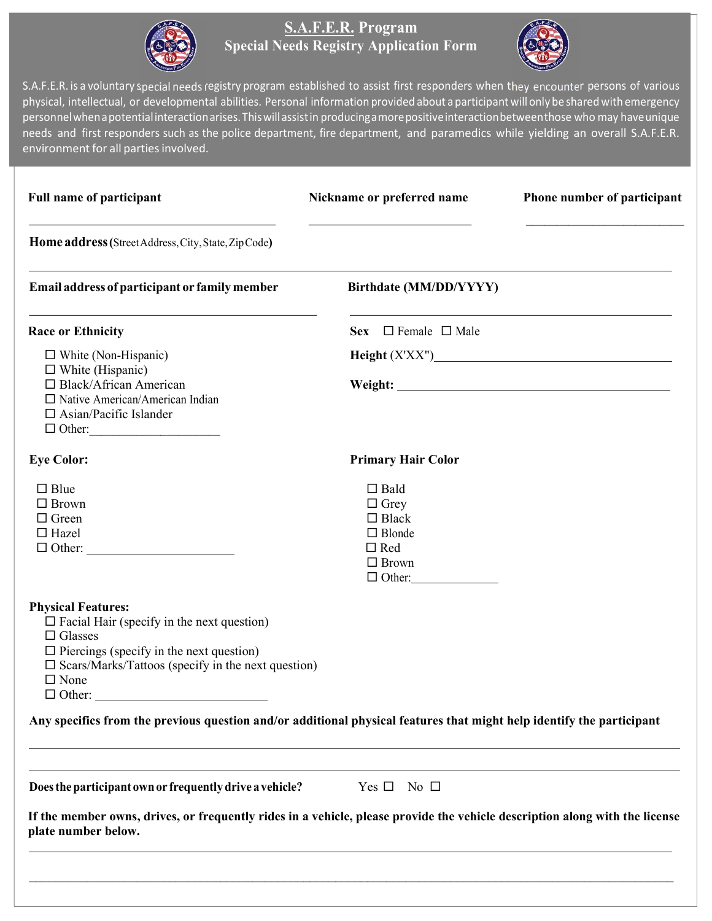# S.A.F.E.R. Program
## Special Needs Registry Application Form

S.A.F.E.R. is a voluntary special needs registry program established to assist first responders when they encounter persons of various physical, intellectual, or developmental abilities. Personal information provided about a participant will only be shared with emergency personnel when a potential interaction arises. This will assist in producing a more positive interaction between those who may have unique needs and first responders such as the police department, fire department, and paramedics while yielding an overall S.A.F.E.R. environment for all parties involved.

**Full name of participant** ______________________

**Nickname or preferred name** ______________________

**Phone number of participant** ______________________

**Home address** (Street Address, City, State, Zip Code)

______________________________________________

**Email address of participant or family member** ______________________

**Birthdate (MM/DD/YYYY)** ______________________

**Race or Ethnicity**

- ☐ White (Non-Hispanic)
- ☐ White (Hispanic)
- ☐ Black/African American
- ☐ Native American/American Indian
- ☐ Asian/Pacific Islander
- ☐ Other: ____________________

**Sex** ☐ Female ☐ Male

**Height** (X'XX") ______________________

**Weight:** ______________________

**Eye Color:**

- ☐ Blue
- ☐ Brown
- ☐ Green
- ☐ Hazel
- ☐ Other: ____________________

**Primary Hair Color**

- ☐ Bald
- ☐ Grey
- ☐ Black
- ☐ Blonde
- ☐ Red
- ☐ Brown
- ☐ Other: ____________________

**Physical Features:**

- ☐ Facial Hair (specify in the next question)
- ☐ Glasses
- ☐ Piercings (specify in the next question)
- ☐ Scars/Marks/Tattoos (specify in the next question)
- ☐ None
- ☐ Other: ____________________

**Any specifics from the previous question and/or additional physical features that might help identify the participant**

______________________________________________

______________________________________________

**Does the participant own or frequently drive a vehicle?** Yes ☐ No ☐

**If the member owns, drives, or frequently rides in a vehicle, please provide the vehicle description along with the license plate number below.**

______________________________________________

______________________________________________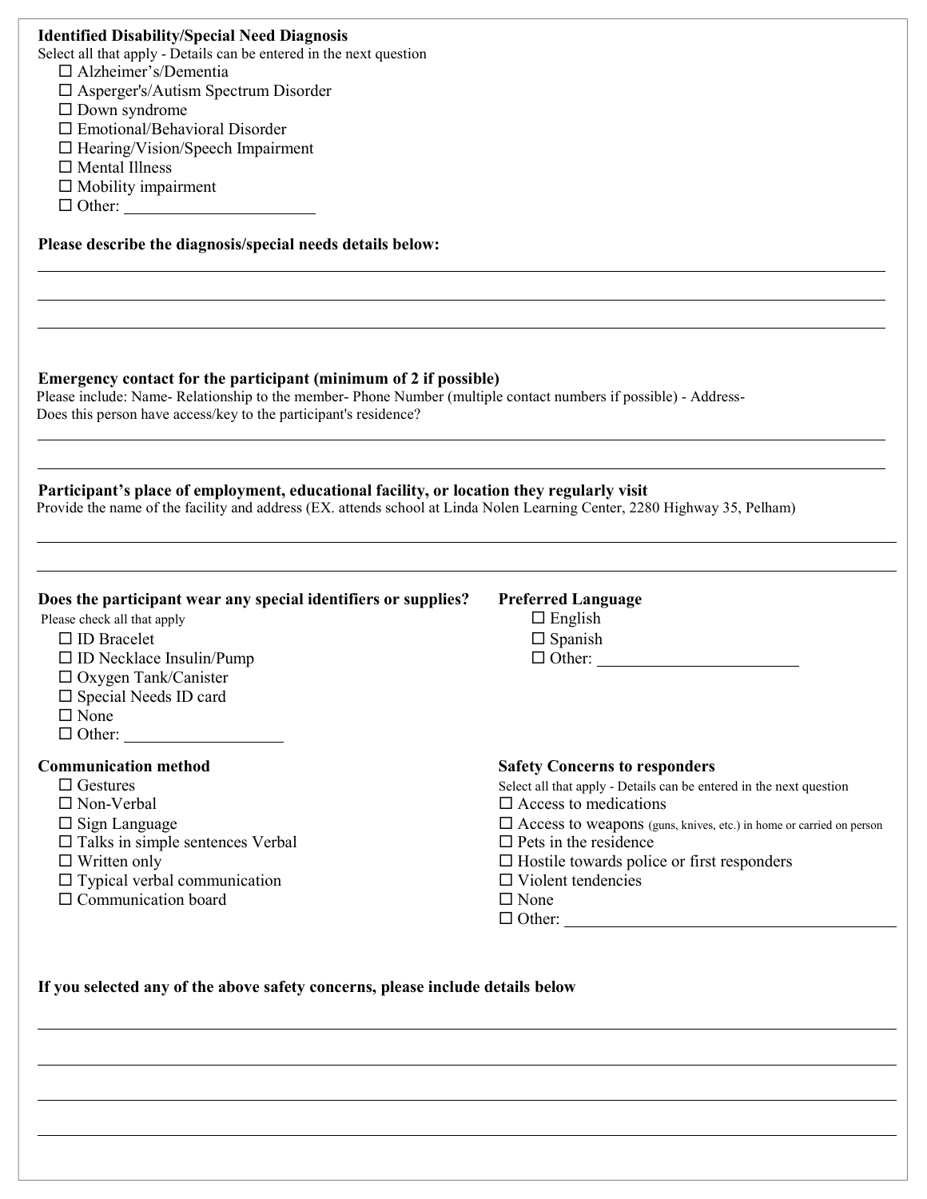**Identified Disability/Special Need Diagnosis**

Select all that apply - Details can be entered in the next question

- ☐ Alzheimer's/Dementia
- ☐ Asperger's/Autism Spectrum Disorder
- ☐ Down syndrome
- ☐ Emotional/Behavioral Disorder
- ☐ Hearing/Vision/Speech Impairment
- ☐ Mental Illness
- ☐ Mobility impairment
- ☐ Other: ______________________

**Please describe the diagnosis/special needs details below:**

______________________________________________________________________________

______________________________________________________________________________

______________________________________________________________________________

**Emergency contact for the participant (minimum of 2 if possible)**

Please include: Name- Relationship to the member- Phone Number (multiple contact numbers if possible) - Address- Does this person have access/key to the participant's residence?

______________________________________________________________________________

______________________________________________________________________________

**Participant's place of employment, educational facility, or location they regularly visit**

Provide the name of the facility and address (EX. attends school at Linda Nolen Learning Center, 2280 Highway 35, Pelham)

______________________________________________________________________________

______________________________________________________________________________

**Does the participant wear any special identifiers or supplies?**

Please check all that apply

- ☐ ID Bracelet
- ☐ ID Necklace Insulin/Pump
- ☐ Oxygen Tank/Canister
- ☐ Special Needs ID card
- ☐ None
- ☐ Other: ___________________

**Preferred Language**

- ☐ English
- ☐ Spanish
- ☐ Other: ________________________

**Communication method**

- ☐ Gestures
- ☐ Non-Verbal
- ☐ Sign Language
- ☐ Talks in simple sentences Verbal
- ☐ Written only
- ☐ Typical verbal communication
- ☐ Communication board

**Safety Concerns to responders**

Select all that apply - Details can be entered in the next question

- ☐ Access to medications
- ☐ Access to weapons (guns, knives, etc.) in home or carried on person
- ☐ Pets in the residence
- ☐ Hostile towards police or first responders
- ☐ Violent tendencies
- ☐ None
- ☐ Other: ________________________________________

**If you selected any of the above safety concerns, please include details below**

______________________________________________________________________________

______________________________________________________________________________

______________________________________________________________________________

______________________________________________________________________________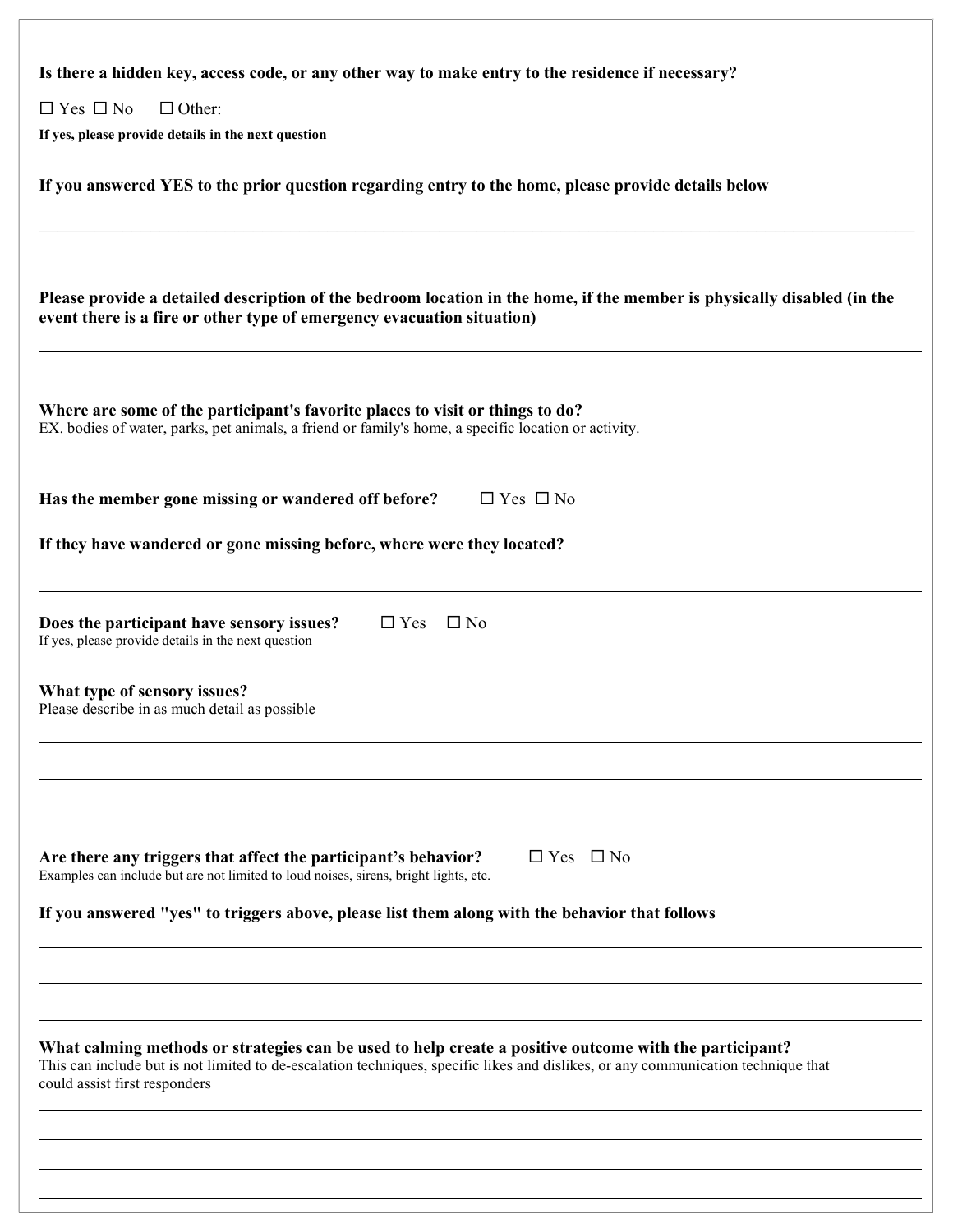**Is there a hidden key, access code, or any other way to make entry to the residence if necessary?**

☐ Yes ☐ No  ☐ Other: ____________________

**If yes, please provide details in the next question**

**If you answered YES to the prior question regarding entry to the home, please provide details below**

______________________________________________________________________________

______________________________________________________________________________

**Please provide a detailed description of the bedroom location in the home, if the member is physically disabled (in the event there is a fire or other type of emergency evacuation situation)**

______________________________________________________________________________

______________________________________________________________________________

**Where are some of the participant's favorite places to visit or things to do?**
EX. bodies of water, parks, pet animals, a friend or family's home, a specific location or activity.

______________________________________________________________________________

**Has the member gone missing or wandered off before?** ☐ Yes ☐ No

**If they have wandered or gone missing before, where were they located?**

______________________________________________________________________________

**Does the participant have sensory issues?** ☐ Yes ☐ No
If yes, please provide details in the next question

**What type of sensory issues?**
Please describe in as much detail as possible

______________________________________________________________________________

______________________________________________________________________________

______________________________________________________________________________

**Are there any triggers that affect the participant's behavior?** ☐ Yes ☐ No
Examples can include but are not limited to loud noises, sirens, bright lights, etc.

**If you answered "yes" to triggers above, please list them along with the behavior that follows**

______________________________________________________________________________

______________________________________________________________________________

______________________________________________________________________________

**What calming methods or strategies can be used to help create a positive outcome with the participant?**
This can include but is not limited to de-escalation techniques, specific likes and dislikes, or any communication technique that could assist first responders

______________________________________________________________________________

______________________________________________________________________________

______________________________________________________________________________

______________________________________________________________________________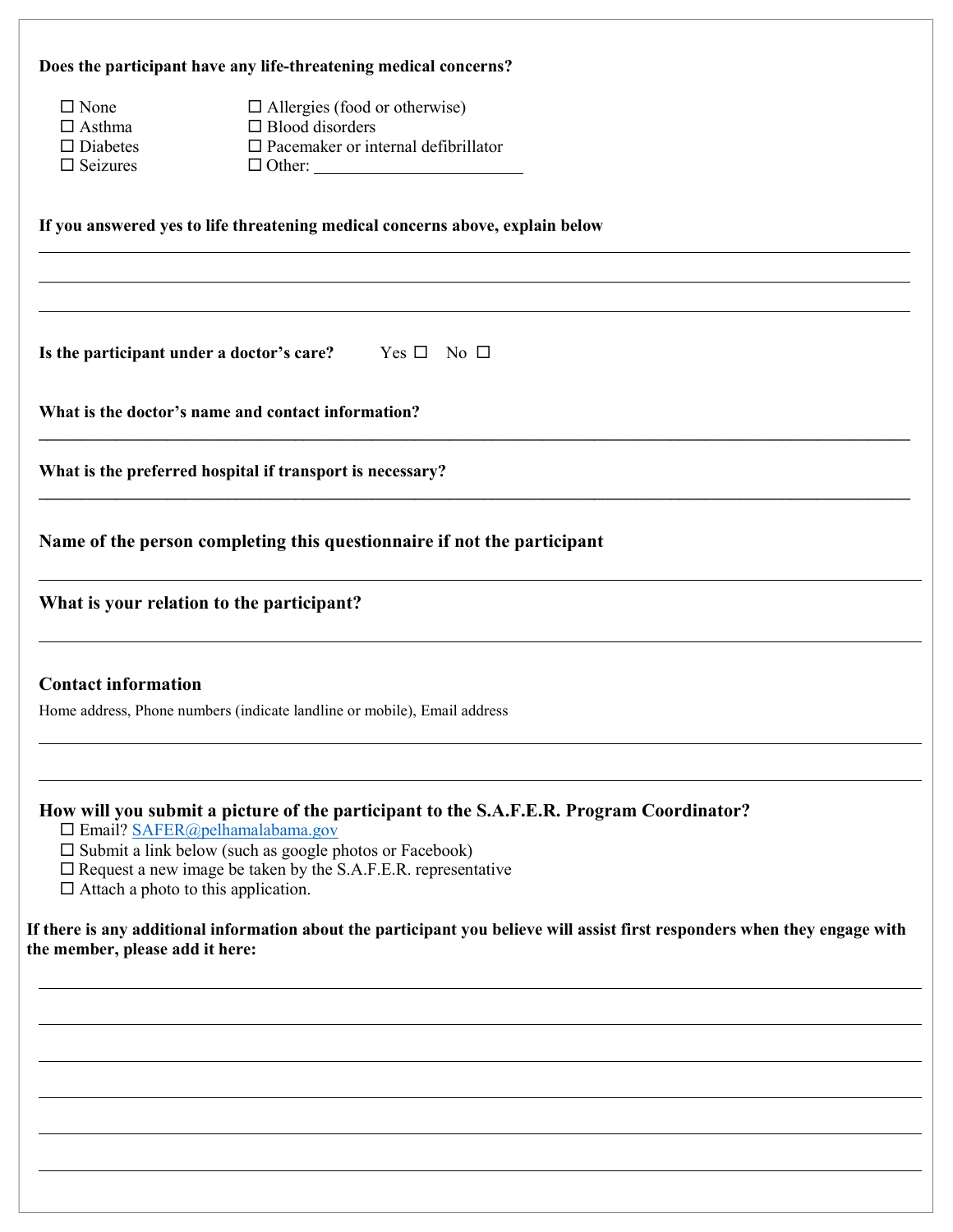**Does the participant have any life-threatening medical concerns?**

- ☐ None
- ☐ Asthma
- ☐ Diabetes
- ☐ Seizures
- ☐ Allergies (food or otherwise)
- ☐ Blood disorders
- ☐ Pacemaker or internal defibrillator
- ☐ Other: ________________________

**If you answered yes to life threatening medical concerns above, explain below**

________________________________________________________________________________

________________________________________________________________________________

________________________________________________________________________________

**Is the participant under a doctor's care?** Yes ☐ No ☐

**What is the doctor's name and contact information?**

________________________________________________________________________________

**What is the preferred hospital if transport is necessary?**

________________________________________________________________________________

**Name of the person completing this questionnaire if not the participant**

________________________________________________________________________________

**What is your relation to the participant?**

________________________________________________________________________________

**Contact information**

Home address, Phone numbers (indicate landline or mobile), Email address

________________________________________________________________________________

________________________________________________________________________________

**How will you submit a picture of the participant to the S.A.F.E.R. Program Coordinator?**

- ☐ Email? SAFER@pelhamalabama.gov
- ☐ Submit a link below (such as google photos or Facebook)
- ☐ Request a new image be taken by the S.A.F.E.R. representative
- ☐ Attach a photo to this application.

**If there is any additional information about the participant you believe will assist first responders when they engage with the member, please add it here:**

________________________________________________________________________________

________________________________________________________________________________

________________________________________________________________________________

________________________________________________________________________________

________________________________________________________________________________

________________________________________________________________________________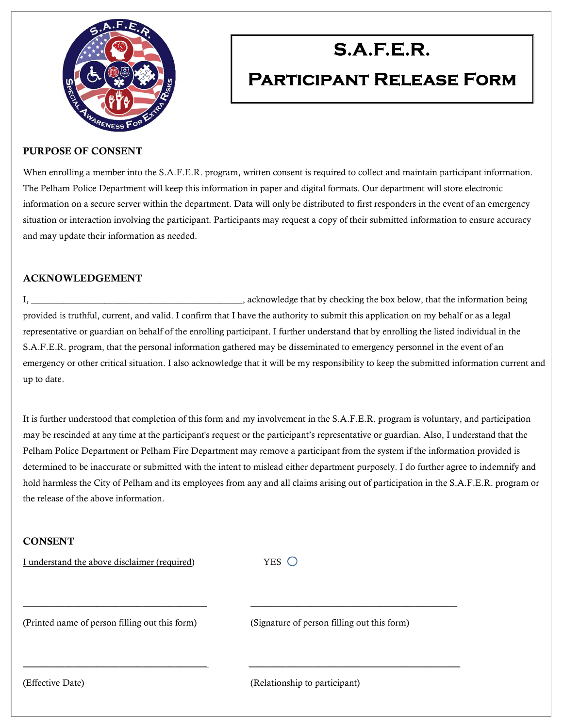# S.A.F.E.R.

# Participant Release Form

## PURPOSE OF CONSENT

When enrolling a member into the S.A.F.E.R. program, written consent is required to collect and maintain participant information. The Pelham Police Department will keep this information in paper and digital formats. Our department will store electronic information on a secure server within the department. Data will only be distributed to first responders in the event of an emergency situation or interaction involving the participant. Participants may request a copy of their submitted information to ensure accuracy and may update their information as needed.

## ACKNOWLEDGEMENT

I, ____________________________________________, acknowledge that by checking the box below, that the information being provided is truthful, current, and valid. I confirm that I have the authority to submit this application on my behalf or as a legal representative or guardian on behalf of the enrolling participant. I further understand that by enrolling the listed individual in the S.A.F.E.R. program, that the personal information gathered may be disseminated to emergency personnel in the event of an emergency or other critical situation. I also acknowledge that it will be my responsibility to keep the submitted information current and up to date.

It is further understood that completion of this form and my involvement in the S.A.F.E.R. program is voluntary, and participation may be rescinded at any time at the participant's request or the participant's representative or guardian. Also, I understand that the Pelham Police Department or Pelham Fire Department may remove a participant from the system if the information provided is determined to be inaccurate or submitted with the intent to mislead either department purposely. I do further agree to indemnify and hold harmless the City of Pelham and its employees from any and all claims arising out of participation in the S.A.F.E.R. program or the release of the above information.

## CONSENT

I understand the above disclaimer (required) YES ○

______________________________________ ______________________________________

(Printed name of person filling out this form) (Signature of person filling out this form)

______________________________________ ______________________________________

(Effective Date) (Relationship to participant)